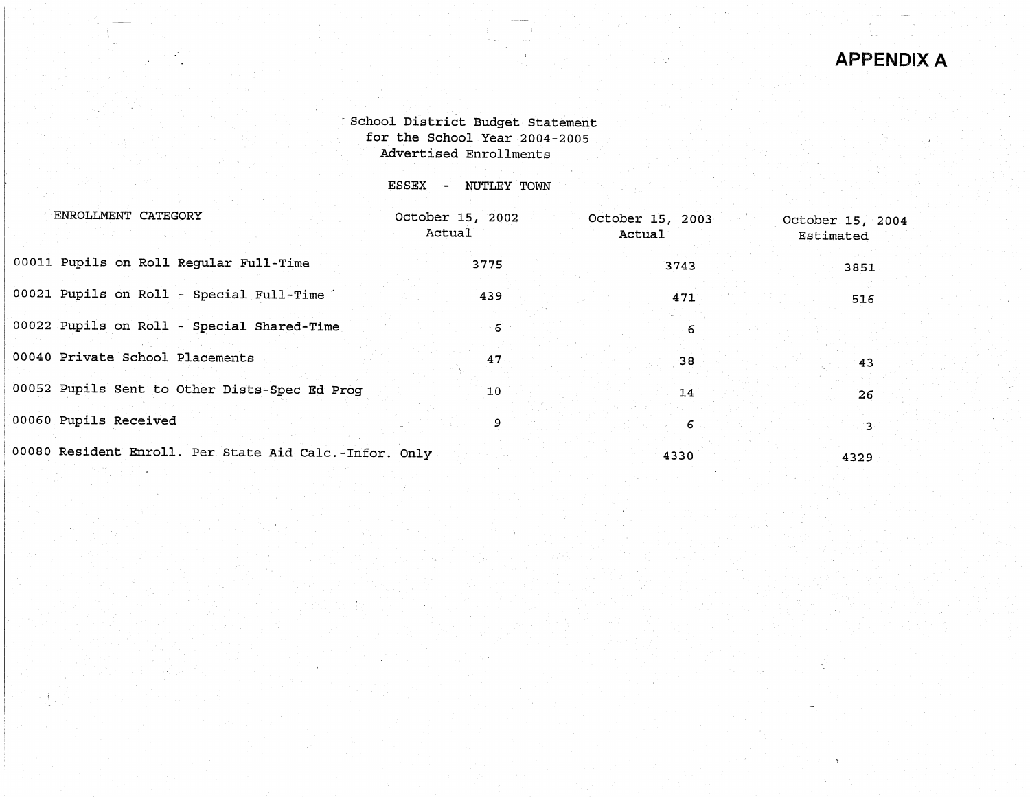# APPENDIX A

School District Budget Statement
for the School Year 2004-2005
Advertised Enrollments

ESSEX - NUTLEY TOWN

| ENROLLMENT CATEGORY | October 15, 2002 Actual | October 15, 2003 Actual | October 15, 2004 Estimated |
|---|---|---|---|
| 00011 Pupils on Roll Regular Full-Time | 3775 | 3743 | 3851 |
| 00021 Pupils on Roll - Special Full-Time | 439 | 471 | 516 |
| 00022 Pupils on Roll - Special Shared-Time | 6 | 6 | |
| 00040 Private School Placements | 47 | 38 | 43 |
| 00052 Pupils Sent to Other Dists-Spec Ed Prog | 10 | 14 | 26 |
| 00060 Pupils Received | 9 | 6 | 3 |
| 00080 Resident Enroll. Per State Aid Calc.-Infor. Only | | 4330 | 4329 |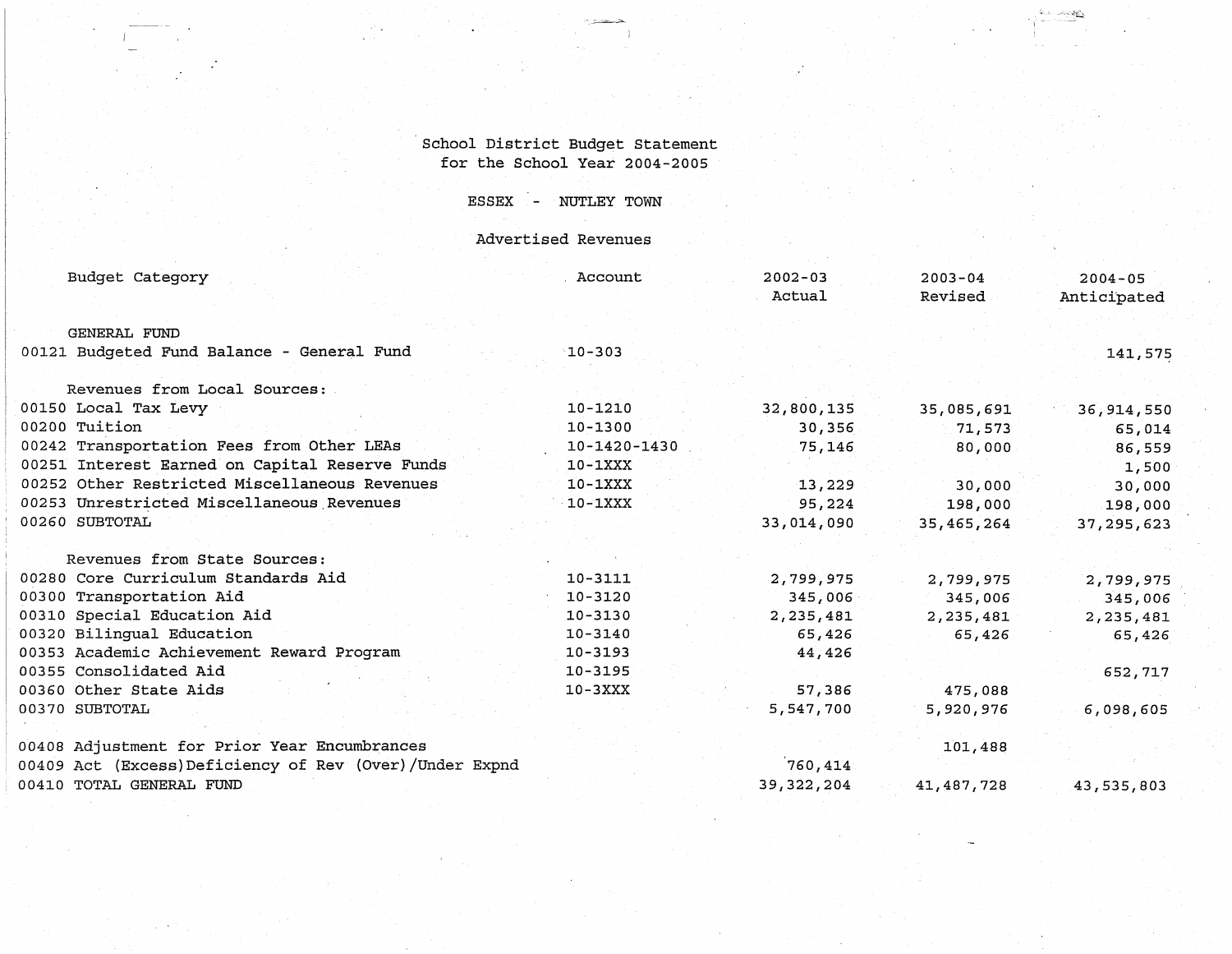School District Budget Statement
for the School Year 2004-2005

ESSEX - NUTLEY TOWN

Advertised Revenues

| Budget Category | Account | 2002-03 Actual | 2003-04 Revised | 2004-05 Anticipated |
|---|---|---|---|---|
| GENERAL FUND | | | | |
| 00121 Budgeted Fund Balance - General Fund | 10-303 | | | 141,575 |
| Revenues from Local Sources: | | | | |
| 00150 Local Tax Levy | 10-1210 | 32,800,135 | 35,085,691 | 36,914,550 |
| 00200 Tuition | 10-1300 | 30,356 | 71,573 | 65,014 |
| 00242 Transportation Fees from Other LEAs | 10-1420-1430 | 75,146 | 80,000 | 86,559 |
| 00251 Interest Earned on Capital Reserve Funds | 10-1XXX | | | 1,500 |
| 00252 Other Restricted Miscellaneous Revenues | 10-1XXX | 13,229 | 30,000 | 30,000 |
| 00253 Unrestricted Miscellaneous Revenues | 10-1XXX | 95,224 | 198,000 | 198,000 |
| 00260 SUBTOTAL | | 33,014,090 | 35,465,264 | 37,295,623 |
| Revenues from State Sources: | | | | |
| 00280 Core Curriculum Standards Aid | 10-3111 | 2,799,975 | 2,799,975 | 2,799,975 |
| 00300 Transportation Aid | 10-3120 | 345,006 | 345,006 | 345,006 |
| 00310 Special Education Aid | 10-3130 | 2,235,481 | 2,235,481 | 2,235,481 |
| 00320 Bilingual Education | 10-3140 | 65,426 | 65,426 | 65,426 |
| 00353 Academic Achievement Reward Program | 10-3193 | 44,426 | | |
| 00355 Consolidated Aid | 10-3195 | | | 652,717 |
| 00360 Other State Aids | 10-3XXX | 57,386 | 475,088 | |
| 00370 SUBTOTAL | | 5,547,700 | 5,920,976 | 6,098,605 |
| 00408 Adjustment for Prior Year Encumbrances | | | 101,488 | |
| 00409 Act (Excess)Deficiency of Rev (Over)/Under Expnd | | 760,414 | | |
| 00410 TOTAL GENERAL FUND | | 39,322,204 | 41,487,728 | 43,535,803 |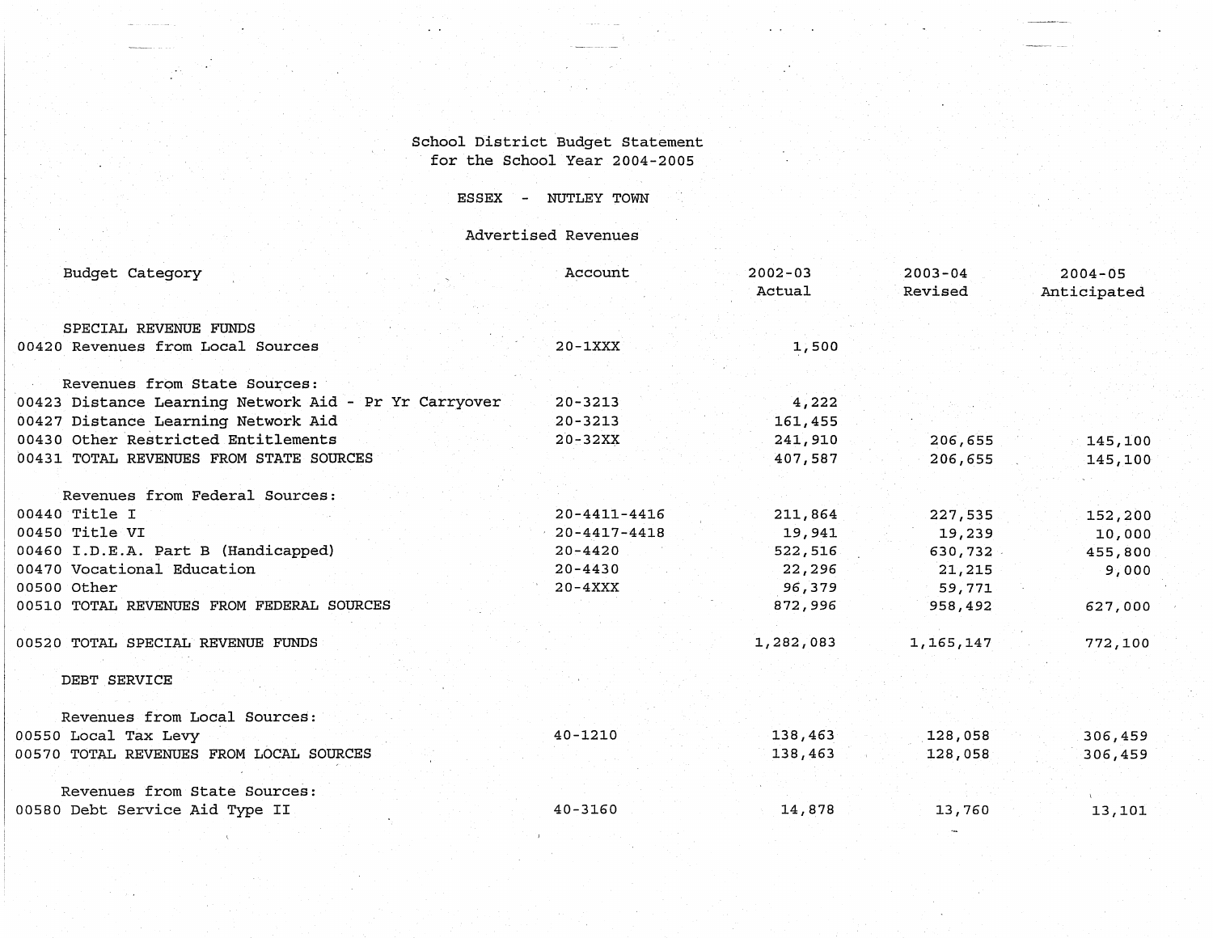# School District Budget Statement
## for the School Year 2004-2005

### ESSEX - NUTLEY TOWN

### Advertised Revenues

| Budget Category | Account | 2002-03 Actual | 2003-04 Revised | 2004-05 Anticipated |
|---|---|---|---|---|
| SPECIAL REVENUE FUNDS | | | | |
| 00420 Revenues from Local Sources | 20-1XXX | 1,500 | | |
| Revenues from State Sources: | | | | |
| 00423 Distance Learning Network Aid - Pr Yr Carryover | 20-3213 | 4,222 | | |
| 00427 Distance Learning Network Aid | 20-3213 | 161,455 | | |
| 00430 Other Restricted Entitlements | 20-32XX | 241,910 | 206,655 | 145,100 |
| 00431 TOTAL REVENUES FROM STATE SOURCES | | 407,587 | 206,655 | 145,100 |
| Revenues from Federal Sources: | | | | |
| 00440 Title I | 20-4411-4416 | 211,864 | 227,535 | 152,200 |
| 00450 Title VI | 20-4417-4418 | 19,941 | 19,239 | 10,000 |
| 00460 I.D.E.A. Part B (Handicapped) | 20-4420 | 522,516 | 630,732 | 455,800 |
| 00470 Vocational Education | 20-4430 | 22,296 | 21,215 | 9,000 |
| 00500 Other | 20-4XXX | 96,379 | 59,771 | |
| 00510 TOTAL REVENUES FROM FEDERAL SOURCES | | 872,996 | 958,492 | 627,000 |
| 00520 TOTAL SPECIAL REVENUE FUNDS | | 1,282,083 | 1,165,147 | 772,100 |
| DEBT SERVICE | | | | |
| Revenues from Local Sources: | | | | |
| 00550 Local Tax Levy | 40-1210 | 138,463 | 128,058 | 306,459 |
| 00570 TOTAL REVENUES FROM LOCAL SOURCES | | 138,463 | 128,058 | 306,459 |
| Revenues from State Sources: | | | | |
| 00580 Debt Service Aid Type II | 40-3160 | 14,878 | 13,760 | 13,101 |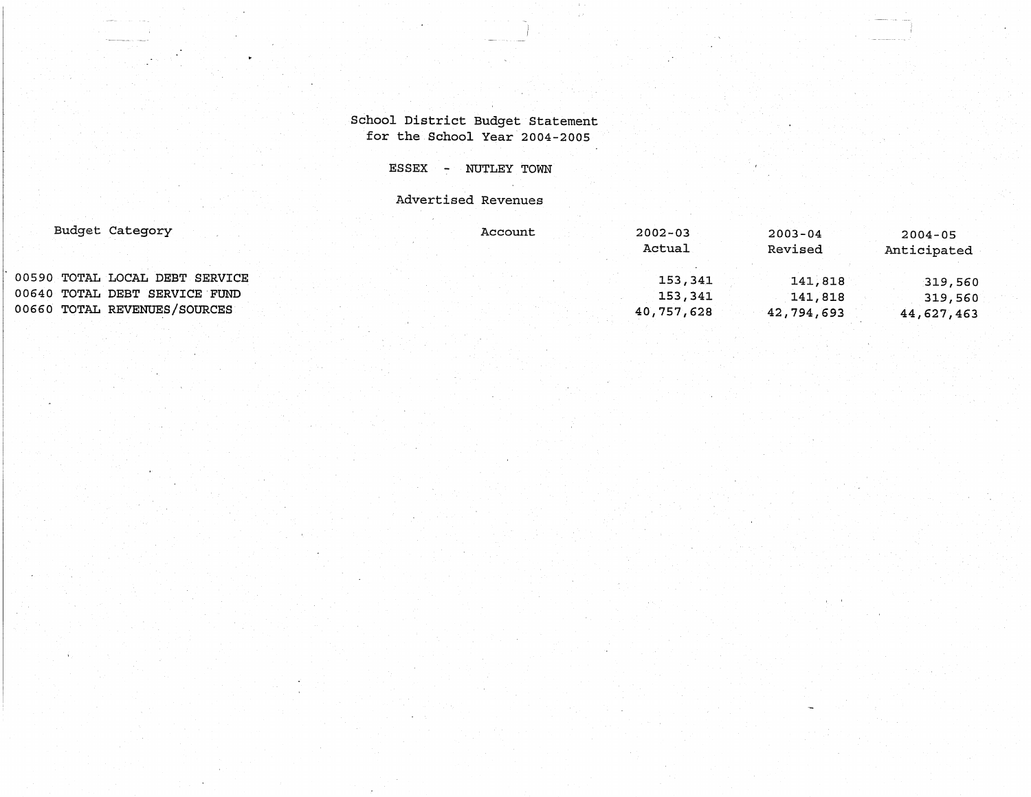School District Budget Statement
for the School Year 2004-2005

ESSEX - NUTLEY TOWN

Advertised Revenues

| Budget Category | Account | 2002-03 Actual | 2003-04 Revised | 2004-05 Anticipated |
|---|---|---|---|---|
| 00590 TOTAL LOCAL DEBT SERVICE | | 153,341 | 141,818 | 319,560 |
| 00640 TOTAL DEBT SERVICE FUND | | 153,341 | 141,818 | 319,560 |
| 00660 TOTAL REVENUES/SOURCES | | 40,757,628 | 42,794,693 | 44,627,463 |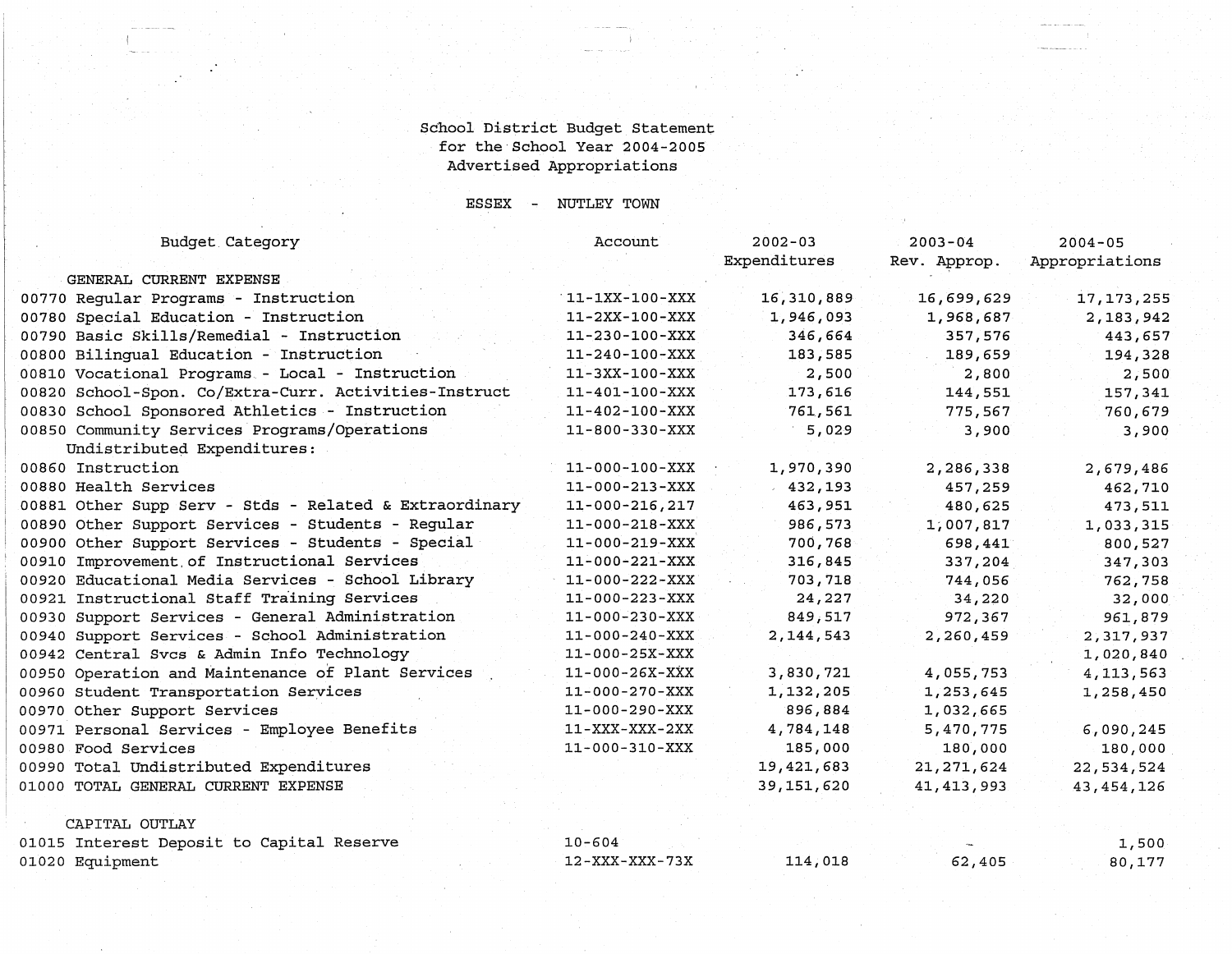School District Budget Statement
for the School Year 2004-2005
Advertised Appropriations

ESSEX - NUTLEY TOWN

| Budget Category | Account | 2002-03 Expenditures | 2003-04 Rev. Approp. | 2004-05 Appropriations |
|---|---|---|---|---|
| GENERAL CURRENT EXPENSE | | | | |
| 00770 Regular Programs - Instruction | 11-1XX-100-XXX | 16,310,889 | 16,699,629 | 17,173,255 |
| 00780 Special Education - Instruction | 11-2XX-100-XXX | 1,946,093 | 1,968,687 | 2,183,942 |
| 00790 Basic Skills/Remedial - Instruction | 11-230-100-XXX | 346,664 | 357,576 | 443,657 |
| 00800 Bilingual Education - Instruction | 11-240-100-XXX | 183,585 | 189,659 | 194,328 |
| 00810 Vocational Programs - Local - Instruction | 11-3XX-100-XXX | 2,500 | 2,800 | 2,500 |
| 00820 School-Spon. Co/Extra-Curr. Activities-Instruct | 11-401-100-XXX | 173,616 | 144,551 | 157,341 |
| 00830 School Sponsored Athletics - Instruction | 11-402-100-XXX | 761,561 | 775,567 | 760,679 |
| 00850 Community Services Programs/Operations | 11-800-330-XXX | 5,029 | 3,900 | 3,900 |
| Undistributed Expenditures: | | | | |
| 00860 Instruction | 11-000-100-XXX | 1,970,390 | 2,286,338 | 2,679,486 |
| 00880 Health Services | 11-000-213-XXX | 432,193 | 457,259 | 462,710 |
| 00881 Other Supp Serv - Stds - Related & Extraordinary | 11-000-216,217 | 463,951 | 480,625 | 473,511 |
| 00890 Other Support Services - Students - Regular | 11-000-218-XXX | 986,573 | 1,007,817 | 1,033,315 |
| 00900 Other Support Services - Students - Special | 11-000-219-XXX | 700,768 | 698,441 | 800,527 |
| 00910 Improvement of Instructional Services | 11-000-221-XXX | 316,845 | 337,204 | 347,303 |
| 00920 Educational Media Services - School Library | 11-000-222-XXX | 703,718 | 744,056 | 762,758 |
| 00921 Instructional Staff Training Services | 11-000-223-XXX | 24,227 | 34,220 | 32,000 |
| 00930 Support Services - General Administration | 11-000-230-XXX | 849,517 | 972,367 | 961,879 |
| 00940 Support Services - School Administration | 11-000-240-XXX | 2,144,543 | 2,260,459 | 2,317,937 |
| 00942 Central Svcs & Admin Info Technology | 11-000-25X-XXX | | | 1,020,840 |
| 00950 Operation and Maintenance of Plant Services | 11-000-26X-XXX | 3,830,721 | 4,055,753 | 4,113,563 |
| 00960 Student Transportation Services | 11-000-270-XXX | 1,132,205 | 1,253,645 | 1,258,450 |
| 00970 Other Support Services | 11-000-290-XXX | 896,884 | 1,032,665 | |
| 00971 Personal Services - Employee Benefits | 11-XXX-XXX-2XX | 4,784,148 | 5,470,775 | 6,090,245 |
| 00980 Food Services | 11-000-310-XXX | 185,000 | 180,000 | 180,000 |
| 00990 Total Undistributed Expenditures | | 19,421,683 | 21,271,624 | 22,534,524 |
| 01000 TOTAL GENERAL CURRENT EXPENSE | | 39,151,620 | 41,413,993 | 43,454,126 |
| CAPITAL OUTLAY | | | | |
| 01015 Interest Deposit to Capital Reserve | 10-604 | | - | 1,500 |
| 01020 Equipment | 12-XXX-XXX-73X | 114,018 | 62,405 | 80,177 |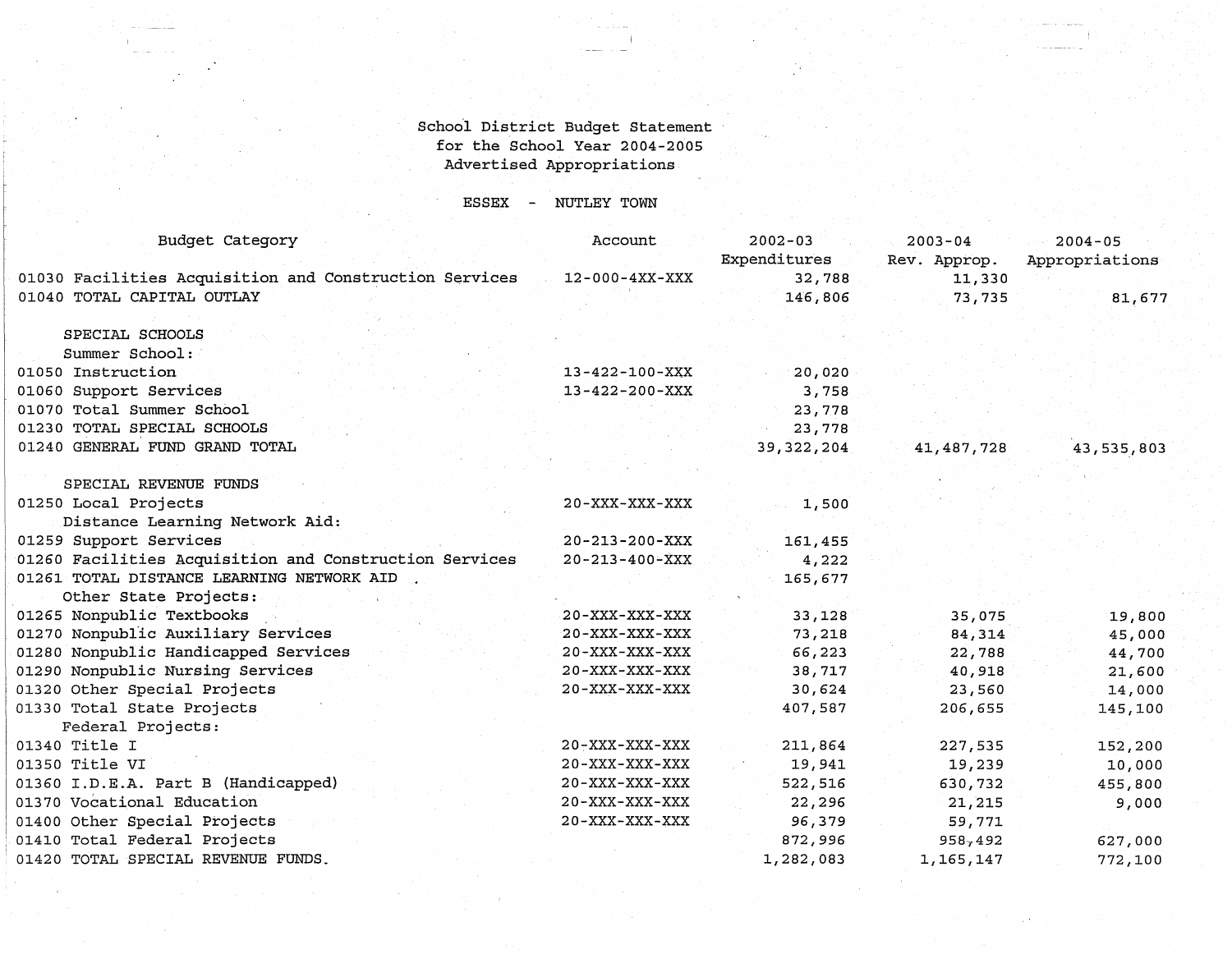School District Budget Statement
for the School Year 2004-2005
Advertised Appropriations

ESSEX - NUTLEY TOWN

| Budget Category | Account | 2002-03 Expenditures | 2003-04 Rev. Approp. | 2004-05 Appropriations |
|---|---|---|---|---|
| 01030 Facilities Acquisition and Construction Services | 12-000-4XX-XXX | 32,788 | 11,330 | |
| 01040 TOTAL CAPITAL OUTLAY | | 146,806 | 73,735 | 81,677 |
| SPECIAL SCHOOLS | | | | |
| Summer School: | | | | |
| 01050 Instruction | 13-422-100-XXX | 20,020 | | |
| 01060 Support Services | 13-422-200-XXX | 3,758 | | |
| 01070 Total Summer School | | 23,778 | | |
| 01230 TOTAL SPECIAL SCHOOLS | | 23,778 | | |
| 01240 GENERAL FUND GRAND TOTAL | | 39,322,204 | 41,487,728 | 43,535,803 |
| SPECIAL REVENUE FUNDS | | | | |
| 01250 Local Projects | 20-XXX-XXX-XXX | 1,500 | | |
| Distance Learning Network Aid: | | | | |
| 01259 Support Services | 20-213-200-XXX | 161,455 | | |
| 01260 Facilities Acquisition and Construction Services | 20-213-400-XXX | 4,222 | | |
| 01261 TOTAL DISTANCE LEARNING NETWORK AID | | 165,677 | | |
| Other State Projects: | | | | |
| 01265 Nonpublic Textbooks | 20-XXX-XXX-XXX | 33,128 | 35,075 | 19,800 |
| 01270 Nonpublic Auxiliary Services | 20-XXX-XXX-XXX | 73,218 | 84,314 | 45,000 |
| 01280 Nonpublic Handicapped Services | 20-XXX-XXX-XXX | 66,223 | 22,788 | 44,700 |
| 01290 Nonpublic Nursing Services | 20-XXX-XXX-XXX | 38,717 | 40,918 | 21,600 |
| 01320 Other Special Projects | 20-XXX-XXX-XXX | 30,624 | 23,560 | 14,000 |
| 01330 Total State Projects | | 407,587 | 206,655 | 145,100 |
| Federal Projects: | | | | |
| 01340 Title I | 20-XXX-XXX-XXX | 211,864 | 227,535 | 152,200 |
| 01350 Title VI | 20-XXX-XXX-XXX | 19,941 | 19,239 | 10,000 |
| 01360 I.D.E.A. Part B (Handicapped) | 20-XXX-XXX-XXX | 522,516 | 630,732 | 455,800 |
| 01370 Vocational Education | 20-XXX-XXX-XXX | 22,296 | 21,215 | 9,000 |
| 01400 Other Special Projects | 20-XXX-XXX-XXX | 96,379 | 59,771 | |
| 01410 Total Federal Projects | | 872,996 | 958,492 | 627,000 |
| 01420 TOTAL SPECIAL REVENUE FUNDS | | 1,282,083 | 1,165,147 | 772,100 |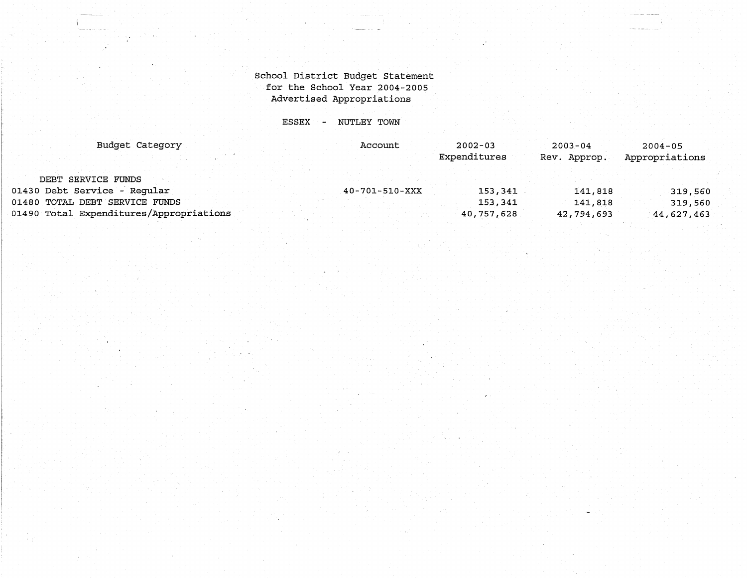School District Budget Statement
for the School Year 2004-2005
Advertised Appropriations

ESSEX - NUTLEY TOWN

| Budget Category | Account | 2002-03 Expenditures | 2003-04 Rev. Approp. | 2004-05 Appropriations |
|---|---|---|---|---|
| DEBT SERVICE FUNDS | | | | |
| 01430 Debt Service - Regular | 40-701-510-XXX | 153,341 | 141,818 | 319,560 |
| 01480 TOTAL DEBT SERVICE FUNDS | | 153,341 | 141,818 | 319,560 |
| 01490 Total Expenditures/Appropriations | | 40,757,628 | 42,794,693 | 44,627,463 |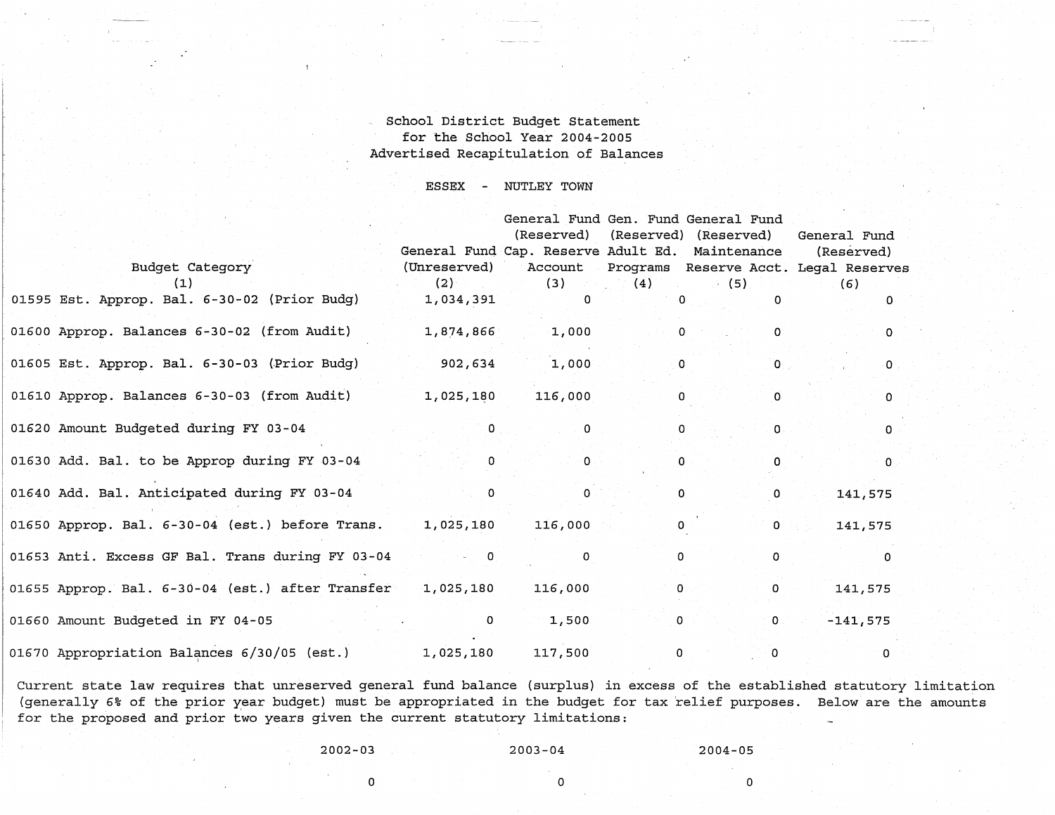# School District Budget Statement
## for the School Year 2004-2005
## Advertised Recapitulation of Balances

ESSEX - NUTLEY TOWN

| Budget Category (1) | General Fund (Unreserved) (2) | General Fund (Reserved) Cap. Reserve Account (3) | Gen. Fund (Reserved) Adult Ed. Programs (4) | General Fund (Reserved) Maintenance Reserve Acct. (5) | General Fund (Reserved) Legal Reserves (6) |
|---|---|---|---|---|---|
| 01595 Est. Approp. Bal. 6-30-02 (Prior Budg) | 1,034,391 | 0 | 0 | 0 | 0 |
| 01600 Approp. Balances 6-30-02 (from Audit) | 1,874,866 | 1,000 | 0 | 0 | 0 |
| 01605 Est. Approp. Bal. 6-30-03 (Prior Budg) | 902,634 | 1,000 | 0 | 0 | 0 |
| 01610 Approp. Balances 6-30-03 (from Audit) | 1,025,180 | 116,000 | 0 | 0 | 0 |
| 01620 Amount Budgeted during FY 03-04 | 0 | 0 | 0 | 0 | 0 |
| 01630 Add. Bal. to be Approp during FY 03-04 | 0 | 0 | 0 | 0 | 0 |
| 01640 Add. Bal. Anticipated during FY 03-04 | 0 | 0 | 0 | 0 | 141,575 |
| 01650 Approp. Bal. 6-30-04 (est.) before Trans. | 1,025,180 | 116,000 | 0 | 0 | 141,575 |
| 01653 Anti. Excess GF Bal. Trans during FY 03-04 | 0 | 0 | 0 | 0 | 0 |
| 01655 Approp. Bal. 6-30-04 (est.) after Transfer | 1,025,180 | 116,000 | 0 | 0 | 141,575 |
| 01660 Amount Budgeted in FY 04-05 | 0 | 1,500 | 0 | 0 | -141,575 |
| 01670 Appropriation Balances 6/30/05 (est.) | 1,025,180 | 117,500 | 0 | 0 | 0 |

Current state law requires that unreserved general fund balance (surplus) in excess of the established statutory limitation (generally 6% of the prior year budget) must be appropriated in the budget for tax relief purposes. Below are the amounts for the proposed and prior two years given the current statutory limitations:

| 2002-03 | 2003-04 | 2004-05 |
|---|---|---|
| 0 | 0 | 0 |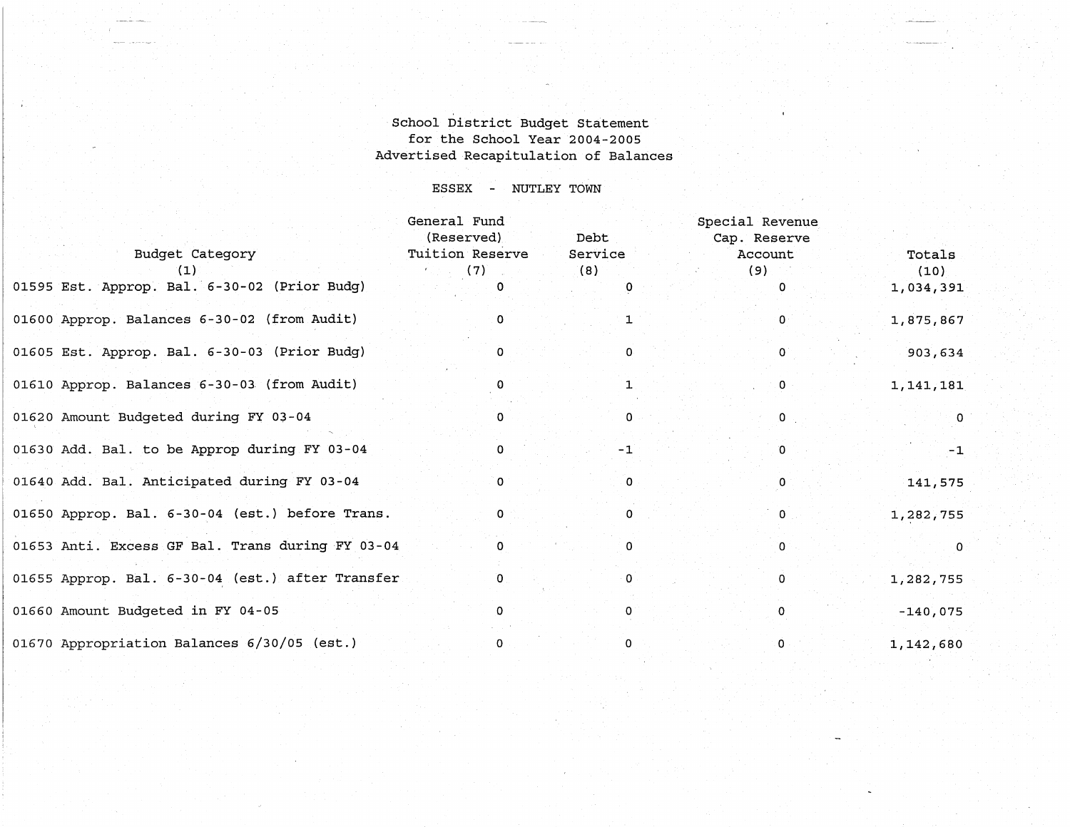School District Budget Statement
for the School Year 2004-2005
Advertised Recapitulation of Balances

ESSEX - NUTLEY TOWN

| Budget Category (1) | General Fund (Reserved) Tuition Reserve (7) | Debt Service (8) | Special Revenue Cap. Reserve Account (9) | Totals (10) |
|---|---|---|---|---|
| 01595 Est. Approp. Bal. 6-30-02 (Prior Budg) | 0 | 0 | 0 | 1,034,391 |
| 01600 Approp. Balances 6-30-02 (from Audit) | 0 | 1 | 0 | 1,875,867 |
| 01605 Est. Approp. Bal. 6-30-03 (Prior Budg) | 0 | 0 | 0 | 903,634 |
| 01610 Approp. Balances 6-30-03 (from Audit) | 0 | 1 | 0 | 1,141,181 |
| 01620 Amount Budgeted during FY 03-04 | 0 | 0 | 0 | 0 |
| 01630 Add. Bal. to be Approp during FY 03-04 | 0 | -1 | 0 | -1 |
| 01640 Add. Bal. Anticipated during FY 03-04 | 0 | 0 | 0 | 141,575 |
| 01650 Approp. Bal. 6-30-04 (est.) before Trans. | 0 | 0 | 0 | 1,282,755 |
| 01653 Anti. Excess GF Bal. Trans during FY 03-04 | 0 | 0 | 0 | 0 |
| 01655 Approp. Bal. 6-30-04 (est.) after Transfer | 0 | 0 | 0 | 1,282,755 |
| 01660 Amount Budgeted in FY 04-05 | 0 | 0 | 0 | -140,075 |
| 01670 Appropriation Balances 6/30/05 (est.) | 0 | 0 | 0 | 1,142,680 |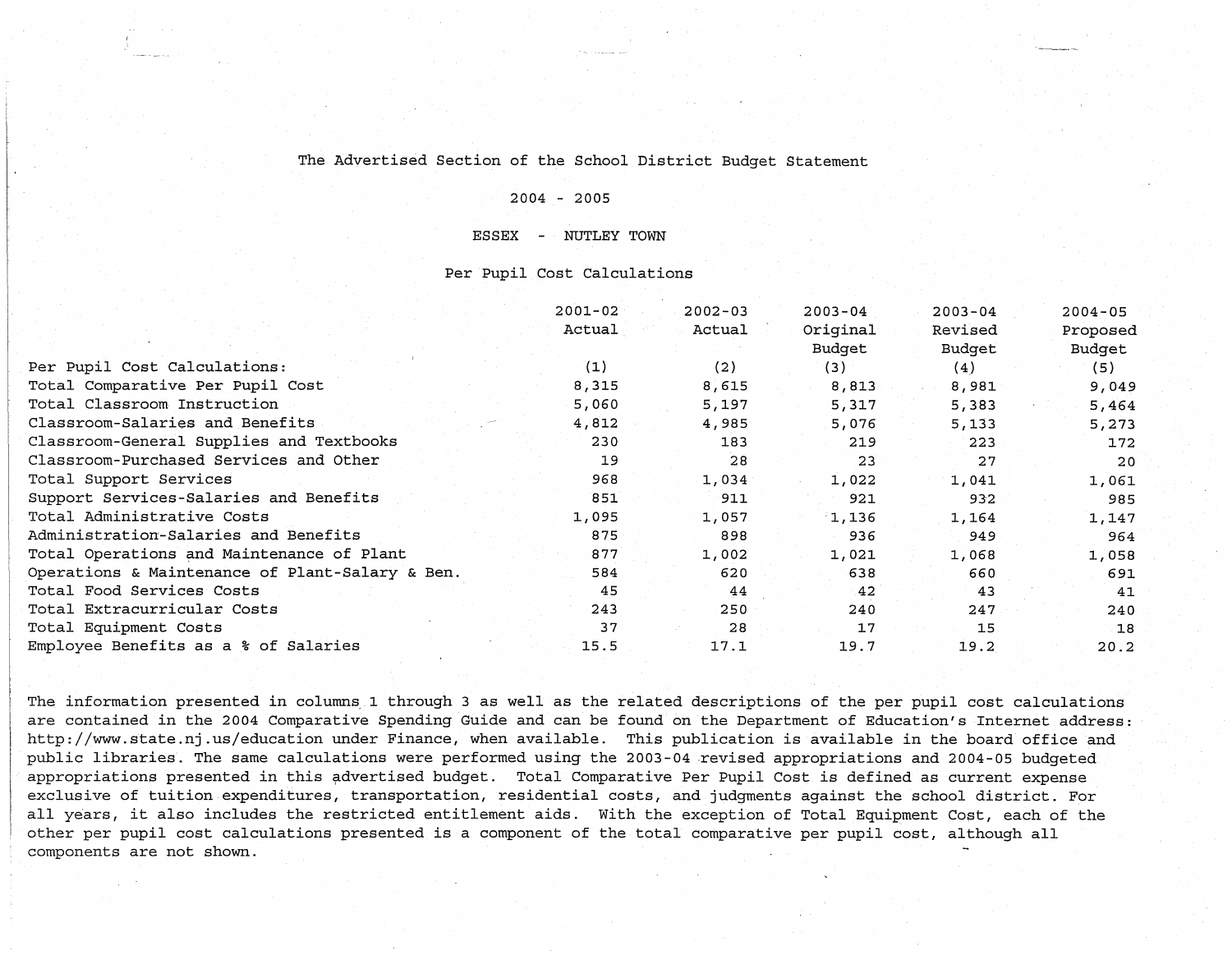The Advertised Section of the School District Budget Statement

2004 - 2005

ESSEX - NUTLEY TOWN

Per Pupil Cost Calculations

| | 2001-02 Actual | 2002-03 Actual | 2003-04 Original Budget | 2003-04 Revised Budget | 2004-05 Proposed Budget |
|---|---|---|---|---|---|
| Per Pupil Cost Calculations: | (1) | (2) | (3) | (4) | (5) |
| Total Comparative Per Pupil Cost | 8,315 | 8,615 | 8,813 | 8,981 | 9,049 |
| Total Classroom Instruction | 5,060 | 5,197 | 5,317 | 5,383 | 5,464 |
| Classroom-Salaries and Benefits | 4,812 | 4,985 | 5,076 | 5,133 | 5,273 |
| Classroom-General Supplies and Textbooks | 230 | 183 | 219 | 223 | 172 |
| Classroom-Purchased Services and Other | 19 | 28 | 23 | 27 | 20 |
| Total Support Services | 968 | 1,034 | 1,022 | 1,041 | 1,061 |
| Support Services-Salaries and Benefits | 851 | 911 | 921 | 932 | 985 |
| Total Administrative Costs | 1,095 | 1,057 | 1,136 | 1,164 | 1,147 |
| Administration-Salaries and Benefits | 875 | 898 | 936 | 949 | 964 |
| Total Operations and Maintenance of Plant | 877 | 1,002 | 1,021 | 1,068 | 1,058 |
| Operations & Maintenance of Plant-Salary & Ben. | 584 | 620 | 638 | 660 | 691 |
| Total Food Services Costs | 45 | 44 | 42 | 43 | 41 |
| Total Extracurricular Costs | 243 | 250 | 240 | 247 | 240 |
| Total Equipment Costs | 37 | 28 | 17 | 15 | 18 |
| Employee Benefits as a % of Salaries | 15.5 | 17.1 | 19.7 | 19.2 | 20.2 |

The information presented in columns 1 through 3 as well as the related descriptions of the per pupil cost calculations are contained in the 2004 Comparative Spending Guide and can be found on the Department of Education's Internet address: http://www.state.nj.us/education under Finance, when available. This publication is available in the board office and public libraries. The same calculations were performed using the 2003-04 revised appropriations and 2004-05 budgeted appropriations presented in this advertised budget. Total Comparative Per Pupil Cost is defined as current expense exclusive of tuition expenditures, transportation, residential costs, and judgments against the school district. For all years, it also includes the restricted entitlement aids. With the exception of Total Equipment Cost, each of the other per pupil cost calculations presented is a component of the total comparative per pupil cost, although all components are not shown.